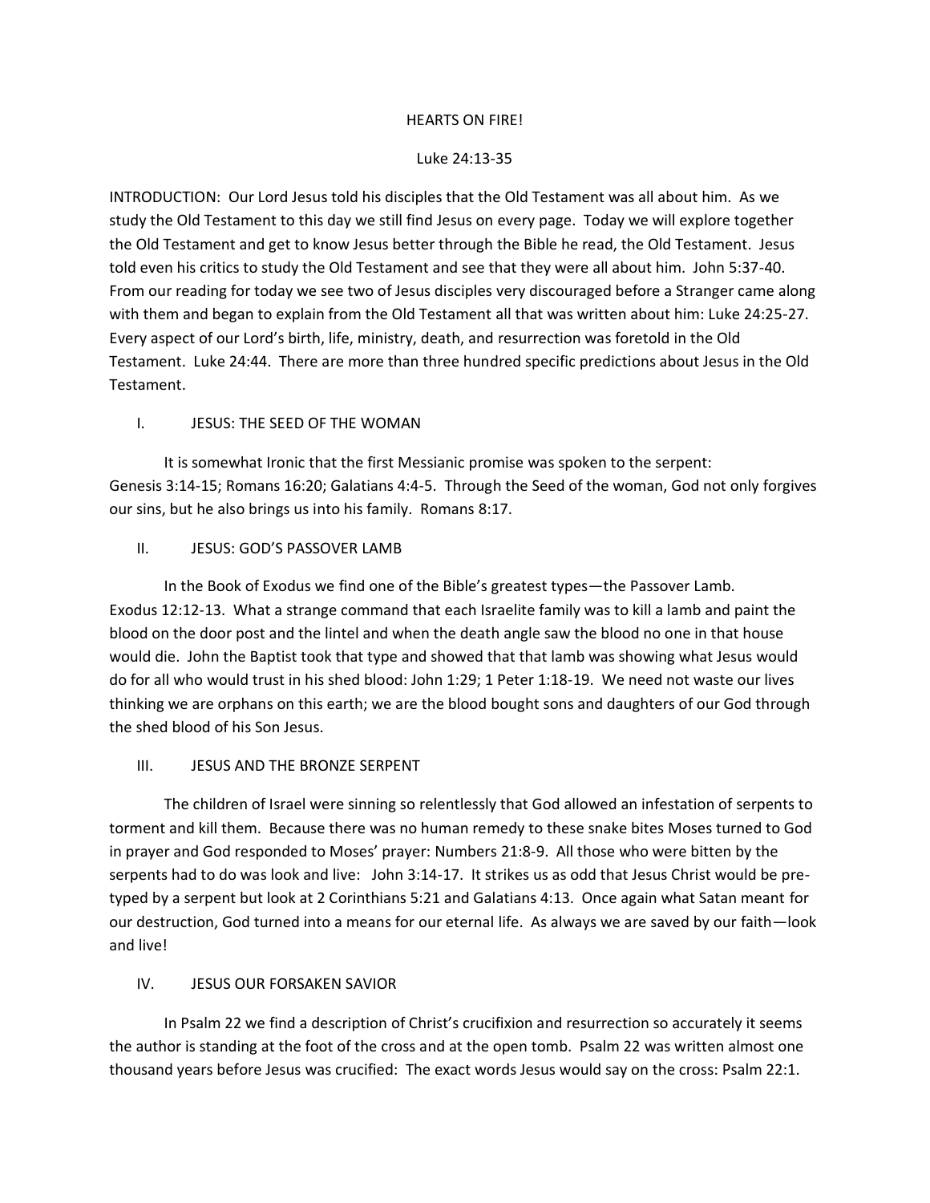# HEARTS ON FIRE!

Luke 24:13-35

INTRODUCTION: Our Lord Jesus told his disciples that the Old Testament was all about him. As we study the Old Testament to this day we still find Jesus on every page. Today we will explore together the Old Testament and get to know Jesus better through the Bible he read, the Old Testament. Jesus told even his critics to study the Old Testament and see that they were all about him. John 5:37-40. From our reading for today we see two of Jesus disciples very discouraged before a Stranger came along with them and began to explain from the Old Testament all that was written about him: Luke 24:25-27. Every aspect of our Lord's birth, life, ministry, death, and resurrection was foretold in the Old Testament. Luke 24:44. There are more than three hundred specific predictions about Jesus in the Old Testament.

## I. JESUS: THE SEED OF THE WOMAN

It is somewhat Ironic that the first Messianic promise was spoken to the serpent: Genesis 3:14-15; Romans 16:20; Galatians 4:4-5. Through the Seed of the woman, God not only forgives our sins, but he also brings us into his family. Romans 8:17.

## II. JESUS: GOD'S PASSOVER LAMB

In the Book of Exodus we find one of the Bible's greatest types—the Passover Lamb. Exodus 12:12-13. What a strange command that each Israelite family was to kill a lamb and paint the blood on the door post and the lintel and when the death angle saw the blood no one in that house would die. John the Baptist took that type and showed that that lamb was showing what Jesus would do for all who would trust in his shed blood: John 1:29; 1 Peter 1:18-19. We need not waste our lives thinking we are orphans on this earth; we are the blood bought sons and daughters of our God through the shed blood of his Son Jesus.

## III. JESUS AND THE BRONZE SERPENT

The children of Israel were sinning so relentlessly that God allowed an infestation of serpents to torment and kill them. Because there was no human remedy to these snake bites Moses turned to God in prayer and God responded to Moses' prayer: Numbers 21:8-9. All those who were bitten by the serpents had to do was look and live: John 3:14-17. It strikes us as odd that Jesus Christ would be pre-typed by a serpent but look at 2 Corinthians 5:21 and Galatians 4:13. Once again what Satan meant for our destruction, God turned into a means for our eternal life. As always we are saved by our faith—look and live!

## IV. JESUS OUR FORSAKEN SAVIOR

In Psalm 22 we find a description of Christ's crucifixion and resurrection so accurately it seems the author is standing at the foot of the cross and at the open tomb. Psalm 22 was written almost one thousand years before Jesus was crucified: The exact words Jesus would say on the cross: Psalm 22:1.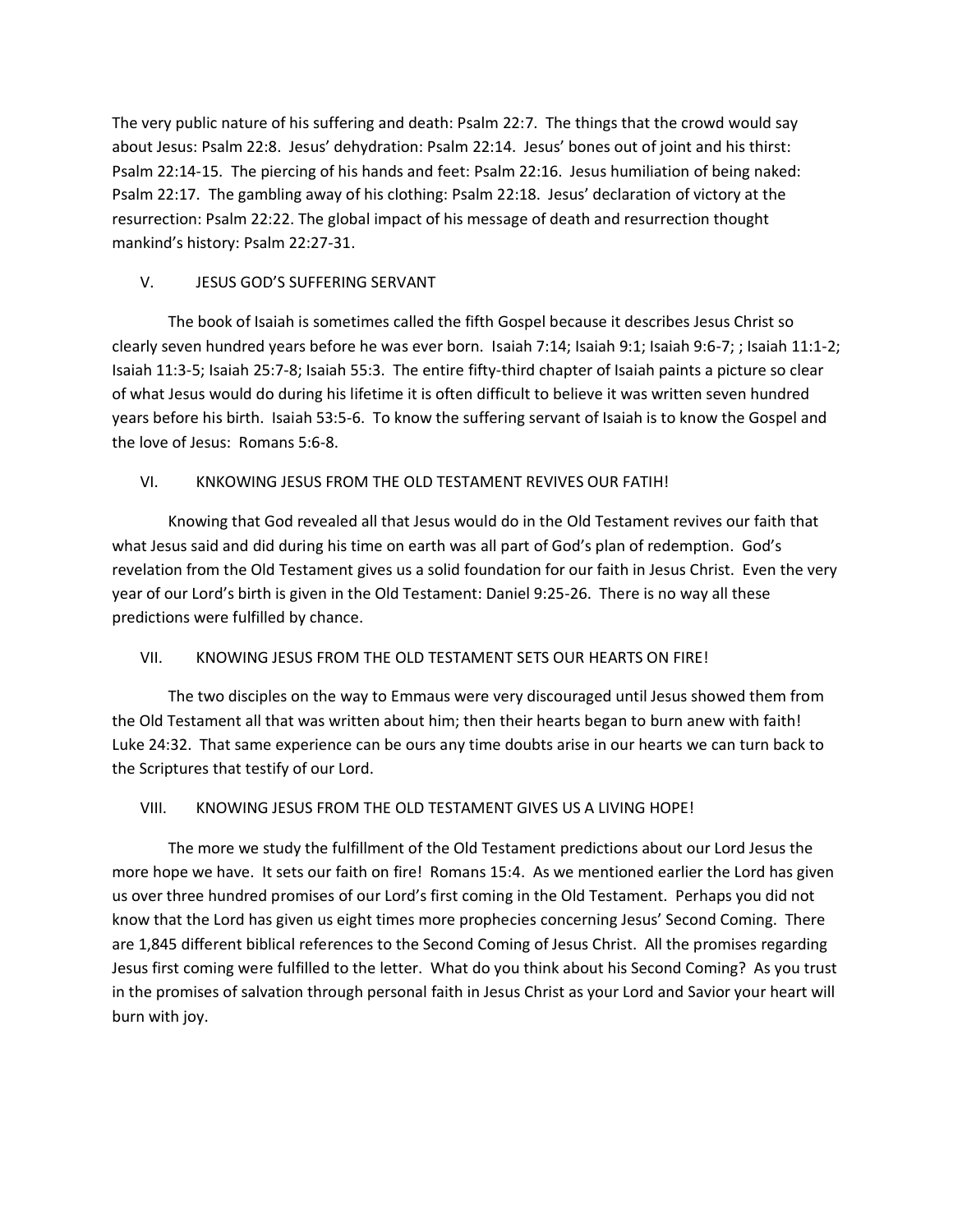The very public nature of his suffering and death: Psalm 22:7. The things that the crowd would say about Jesus: Psalm 22:8. Jesus' dehydration: Psalm 22:14. Jesus' bones out of joint and his thirst: Psalm 22:14-15. The piercing of his hands and feet: Psalm 22:16. Jesus humiliation of being naked: Psalm 22:17. The gambling away of his clothing: Psalm 22:18. Jesus' declaration of victory at the resurrection: Psalm 22:22. The global impact of his message of death and resurrection thought mankind's history: Psalm 22:27-31.

## V. JESUS GOD'S SUFFERING SERVANT

The book of Isaiah is sometimes called the fifth Gospel because it describes Jesus Christ so clearly seven hundred years before he was ever born. Isaiah 7:14; Isaiah 9:1; Isaiah 9:6-7; ; Isaiah 11:1-2; Isaiah 11:3-5; Isaiah 25:7-8; Isaiah 55:3. The entire fifty-third chapter of Isaiah paints a picture so clear of what Jesus would do during his lifetime it is often difficult to believe it was written seven hundred years before his birth. Isaiah 53:5-6. To know the suffering servant of Isaiah is to know the Gospel and the love of Jesus: Romans 5:6-8.

## VI. KNKOWING JESUS FROM THE OLD TESTAMENT REVIVES OUR FATIH!

Knowing that God revealed all that Jesus would do in the Old Testament revives our faith that what Jesus said and did during his time on earth was all part of God's plan of redemption. God's revelation from the Old Testament gives us a solid foundation for our faith in Jesus Christ. Even the very year of our Lord's birth is given in the Old Testament: Daniel 9:25-26. There is no way all these predictions were fulfilled by chance.

## VII. KNOWING JESUS FROM THE OLD TESTAMENT SETS OUR HEARTS ON FIRE!

The two disciples on the way to Emmaus were very discouraged until Jesus showed them from the Old Testament all that was written about him; then their hearts began to burn anew with faith! Luke 24:32. That same experience can be ours any time doubts arise in our hearts we can turn back to the Scriptures that testify of our Lord.

## VIII. KNOWING JESUS FROM THE OLD TESTAMENT GIVES US A LIVING HOPE!

The more we study the fulfillment of the Old Testament predictions about our Lord Jesus the more hope we have. It sets our faith on fire! Romans 15:4. As we mentioned earlier the Lord has given us over three hundred promises of our Lord's first coming in the Old Testament. Perhaps you did not know that the Lord has given us eight times more prophecies concerning Jesus' Second Coming. There are 1,845 different biblical references to the Second Coming of Jesus Christ. All the promises regarding Jesus first coming were fulfilled to the letter. What do you think about his Second Coming? As you trust in the promises of salvation through personal faith in Jesus Christ as your Lord and Savior your heart will burn with joy.